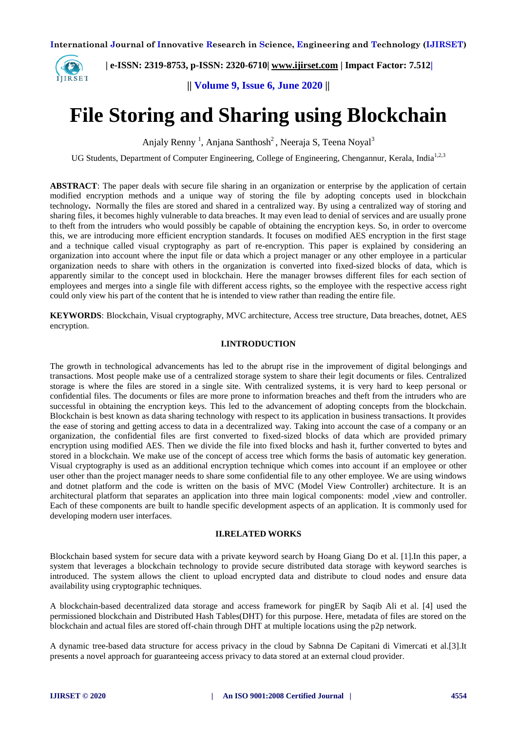# File Storing and Sharing using Blockchain

Anjaly Renny [1], Anjana Santhosh[2], Neeraja S, Teena Noyal[3]

UG Students, Department of Computer Engineering, College of Engineering, Chengannur, Kerala, India[1,2,3]

**ABSTRACT**: The paper deals with secure file sharing in an organization or enterprise by the application of certain modified encryption methods and a unique way of storing the file by adopting concepts used in blockchain technology**.** Normally the files are stored and shared in a centralized way. By using a centralized way of storing and sharing files, it becomes highly vulnerable to data breaches. It may even lead to denial of services and are usually prone to theft from the intruders who would possibly be capable of obtaining the encryption keys. So, in order to overcome this, we are introducing more efficient encryption standards. It focuses on modified AES encryption in the first stage and a technique called visual cryptography as part of re-encryption. This paper is explained by considering an organization into account where the input file or data which a project manager or any other employee in a particular organization needs to share with others in the organization is converted into fixed-sized blocks of data, which is apparently similar to the concept used in blockchain. Here the manager browses different files for each section of employees and merges into a single file with different access rights, so the employee with the respective access right could only view his part of the content that he is intended to view rather than reading the entire file.

**KEYWORDS**: Blockchain, Visual cryptography, MVC architecture, Access tree structure, Data breaches, dotnet, AES encryption.

## I.INTRODUCTION

The growth in technological advancements has led to the abrupt rise in the improvement of digital belongings and transactions. Most people make use of a centralized storage system to share their legit documents or files. Centralized storage is where the files are stored in a single site. With centralized systems, it is very hard to keep personal or confidential files. The documents or files are more prone to information breaches and theft from the intruders who are successful in obtaining the encryption keys. This led to the advancement of adopting concepts from the blockchain. Blockchain is best known as data sharing technology with respect to its application in business transactions. It provides the ease of storing and getting access to data in a decentralized way. Taking into account the case of a company or an organization, the confidential files are first converted to fixed-sized blocks of data which are provided primary encryption using modified AES. Then we divide the file into fixed blocks and hash it, further converted to bytes and stored in a blockchain. We make use of the concept of access tree which forms the basis of automatic key generation. Visual cryptography is used as an additional encryption technique which comes into account if an employee or other user other than the project manager needs to share some confidential file to any other employee. We are using windows and dotnet platform and the code is written on the basis of MVC (Model View Controller) architecture. It is an architectural platform that separates an application into three main logical components: model ,view and controller. Each of these components are built to handle specific development aspects of an application. It is commonly used for developing modern user interfaces.

## II.RELATED WORKS

Blockchain based system for secure data with a private keyword search by Hoang Giang Do et al. [1].In this paper, a system that leverages a blockchain technology to provide secure distributed data storage with keyword searches is introduced. The system allows the client to upload encrypted data and distribute to cloud nodes and ensure data availability using cryptographic techniques.

A blockchain-based decentralized data storage and access framework for pingER by Saqib Ali et al. [4] used the permissioned blockchain and Distributed Hash Tables(DHT) for this purpose. Here, metadata of files are stored on the blockchain and actual files are stored off-chain through DHT at multiple locations using the p2p network.

A dynamic tree-based data structure for access privacy in the cloud by Sabnna De Capitani di Vimercati et al.[3].It presents a novel approach for guaranteeing access privacy to data stored at an external cloud provider.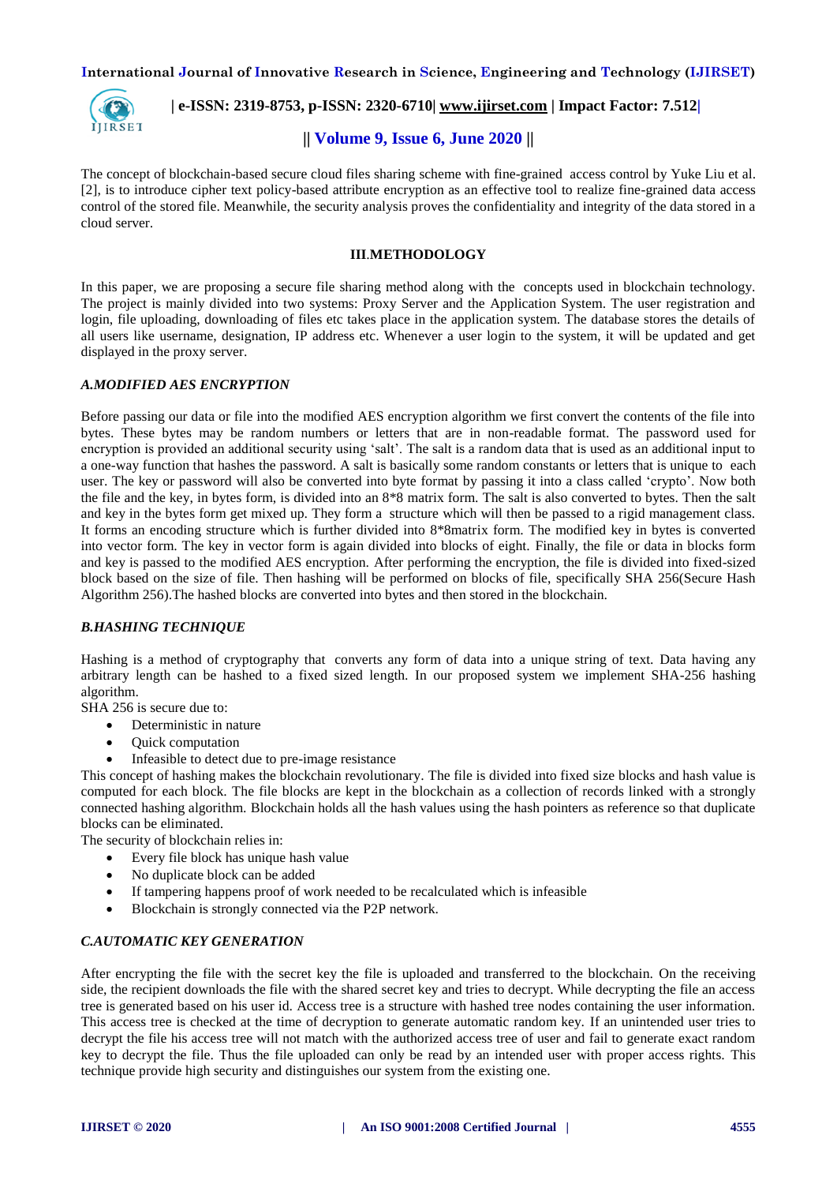The concept of blockchain-based secure cloud files sharing scheme with fine-grained access control by Yuke Liu et al. [2], is to introduce cipher text policy-based attribute encryption as an effective tool to realize fine-grained data access control of the stored file. Meanwhile, the security analysis proves the confidentiality and integrity of the data stored in a cloud server.

## III.METHODOLOGY

In this paper, we are proposing a secure file sharing method along with the concepts used in blockchain technology. The project is mainly divided into two systems: Proxy Server and the Application System. The user registration and login, file uploading, downloading of files etc takes place in the application system. The database stores the details of all users like username, designation, IP address etc. Whenever a user login to the system, it will be updated and get displayed in the proxy server.

### *A.MODIFIED AES ENCRYPTION*

Before passing our data or file into the modified AES encryption algorithm we first convert the contents of the file into bytes. These bytes may be random numbers or letters that are in non-readable format. The password used for encryption is provided an additional security using 'salt'. The salt is a random data that is used as an additional input to a one-way function that hashes the password. A salt is basically some random constants or letters that is unique to each user. The key or password will also be converted into byte format by passing it into a class called 'crypto'. Now both the file and the key, in bytes form, is divided into an 8*8 matrix form. The salt is also converted to bytes. Then the salt and key in the bytes form get mixed up. They form a structure which will then be passed to a rigid management class. It forms an encoding structure which is further divided into 8*8matrix form. The modified key in bytes is converted into vector form. The key in vector form is again divided into blocks of eight. Finally, the file or data in blocks form and key is passed to the modified AES encryption. After performing the encryption, the file is divided into fixed-sized block based on the size of file. Then hashing will be performed on blocks of file, specifically SHA 256(Secure Hash Algorithm 256).The hashed blocks are converted into bytes and then stored in the blockchain.

### *B.HASHING TECHNIQUE*

Hashing is a method of cryptography that converts any form of data into a unique string of text. Data having any arbitrary length can be hashed to a fixed sized length. In our proposed system we implement SHA-256 hashing algorithm.

SHA 256 is secure due to:

- Deterministic in nature
- Quick computation
- Infeasible to detect due to pre-image resistance

This concept of hashing makes the blockchain revolutionary. The file is divided into fixed size blocks and hash value is computed for each block. The file blocks are kept in the blockchain as a collection of records linked with a strongly connected hashing algorithm. Blockchain holds all the hash values using the hash pointers as reference so that duplicate blocks can be eliminated.

The security of blockchain relies in:

- Every file block has unique hash value
- No duplicate block can be added
- If tampering happens proof of work needed to be recalculated which is infeasible
- Blockchain is strongly connected via the P2P network.

### *C.AUTOMATIC KEY GENERATION*

After encrypting the file with the secret key the file is uploaded and transferred to the blockchain. On the receiving side, the recipient downloads the file with the shared secret key and tries to decrypt. While decrypting the file an access tree is generated based on his user id. Access tree is a structure with hashed tree nodes containing the user information. This access tree is checked at the time of decryption to generate automatic random key. If an unintended user tries to decrypt the file his access tree will not match with the authorized access tree of user and fail to generate exact random key to decrypt the file. Thus the file uploaded can only be read by an intended user with proper access rights. This technique provide high security and distinguishes our system from the existing one.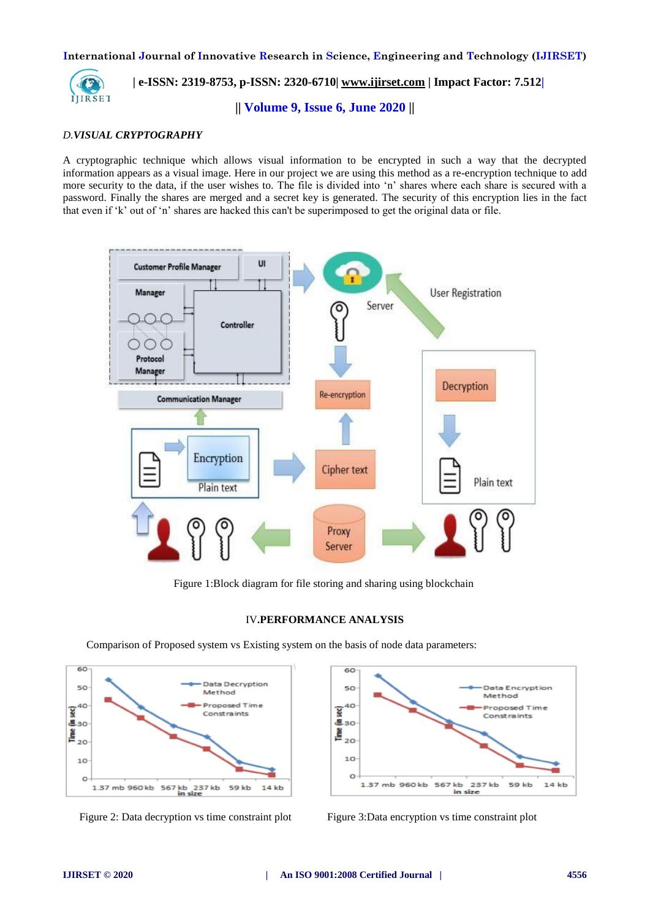*D.* ***VISUAL CRYPTOGRAPHY***

A cryptographic technique which allows visual information to be encrypted in such a way that the decrypted information appears as a visual image. Here in our project we are using this method as a re-encryption technique to add more security to the data, if the user wishes to. The file is divided into 'n' shares where each share is secured with a password. Finally the shares are merged and a secret key is generated. The security of this encryption lies in the fact that even if 'k' out of 'n' shares are hacked this can't be superimposed to get the original data or file.

Figure 1:Block diagram for file storing and sharing using blockchain

## IV. PERFORMANCE ANALYSIS

Comparison of Proposed system vs Existing system on the basis of node data parameters:

Figure 2: Data decryption vs time constraint plot

Figure 3:Data encryption vs time constraint plot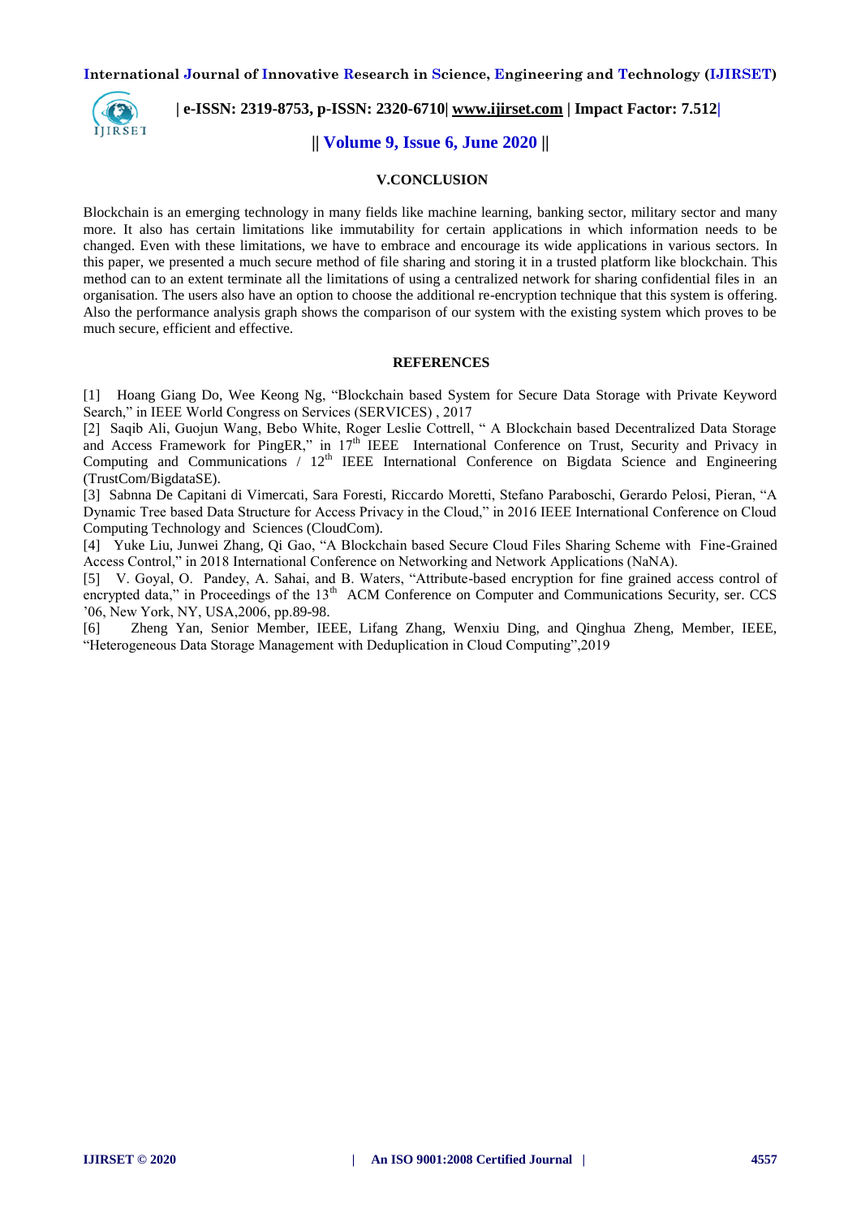## V.CONCLUSION

Blockchain is an emerging technology in many fields like machine learning, banking sector, military sector and many more. It also has certain limitations like immutability for certain applications in which information needs to be changed. Even with these limitations, we have to embrace and encourage its wide applications in various sectors. In this paper, we presented a much secure method of file sharing and storing it in a trusted platform like blockchain. This method can to an extent terminate all the limitations of using a centralized network for sharing confidential files in an organisation. The users also have an option to choose the additional re-encryption technique that this system is offering. Also the performance analysis graph shows the comparison of our system with the existing system which proves to be much secure, efficient and effective.

## REFERENCES

[1] Hoang Giang Do, Wee Keong Ng, "Blockchain based System for Secure Data Storage with Private Keyword Search," in IEEE World Congress on Services (SERVICES) , 2017

[2] Saqib Ali, Guojun Wang, Bebo White, Roger Leslie Cottrell, " A Blockchain based Decentralized Data Storage and Access Framework for PingER," in 17th IEEE International Conference on Trust, Security and Privacy in Computing and Communications / 12th IEEE International Conference on Bigdata Science and Engineering (TrustCom/BigdataSE).

[3] Sabnna De Capitani di Vimercati, Sara Foresti, Riccardo Moretti, Stefano Paraboschi, Gerardo Pelosi, Pieran, "A Dynamic Tree based Data Structure for Access Privacy in the Cloud," in 2016 IEEE International Conference on Cloud Computing Technology and Sciences (CloudCom).

[4] Yuke Liu, Junwei Zhang, Qi Gao, "A Blockchain based Secure Cloud Files Sharing Scheme with Fine-Grained Access Control," in 2018 International Conference on Networking and Network Applications (NaNA).

[5] V. Goyal, O. Pandey, A. Sahai, and B. Waters, "Attribute-based encryption for fine grained access control of encrypted data," in Proceedings of the 13th ACM Conference on Computer and Communications Security, ser. CCS '06, New York, NY, USA,2006, pp.89-98.

[6] Zheng Yan, Senior Member, IEEE, Lifang Zhang, Wenxiu Ding, and Qinghua Zheng, Member, IEEE, "Heterogeneous Data Storage Management with Deduplication in Cloud Computing",2019